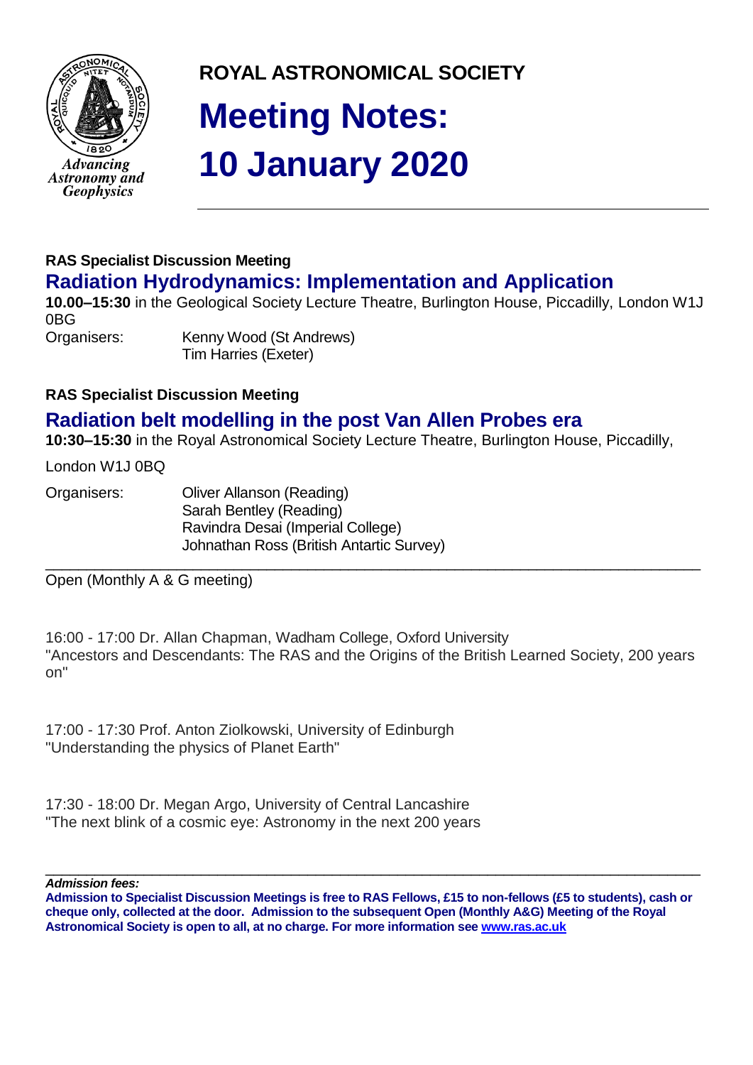Advancing Astronomy and Geophysics

**ROYAL ASTRONOMICAL SOCIETY**

# Meeting Notes: 10 January 2020

---

**RAS Specialist Discussion Meeting**

## Radiation Hydrodynamics: Implementation and Application

**10.00–15:30** in the Geological Society Lecture Theatre, Burlington House, Piccadilly, London W1J 0BG

Organisers: Kenny Wood (St Andrews)
Tim Harries (Exeter)

**RAS Specialist Discussion Meeting**

## Radiation belt modelling in the post Van Allen Probes era

**10:30–15:30** in the Royal Astronomical Society Lecture Theatre, Burlington House, Piccadilly,

London W1J 0BQ

Organisers: Oliver Allanson (Reading)
Sarah Bentley (Reading)
Ravindra Desai (Imperial College)
Johnathan Ross (British Antartic Survey)

---

Open (Monthly A & G meeting)

16:00 - 17:00 Dr. Allan Chapman, Wadham College, Oxford University
"Ancestors and Descendants: The RAS and the Origins of the British Learned Society, 200 years on"

17:00 - 17:30 Prof. Anton Ziolkowski, University of Edinburgh
"Understanding the physics of Planet Earth"

17:30 - 18:00 Dr. Megan Argo, University of Central Lancashire
"The next blink of a cosmic eye: Astronomy in the next 200 years

---

***Admission fees:***

**Admission to Specialist Discussion Meetings is free to RAS Fellows, £15 to non-fellows (£5 to students), cash or cheque only, collected at the door. Admission to the subsequent Open (Monthly A&G) Meeting of the Royal Astronomical Society is open to all, at no charge. For more information see [www.ras.ac.uk](www.ras.ac.uk)**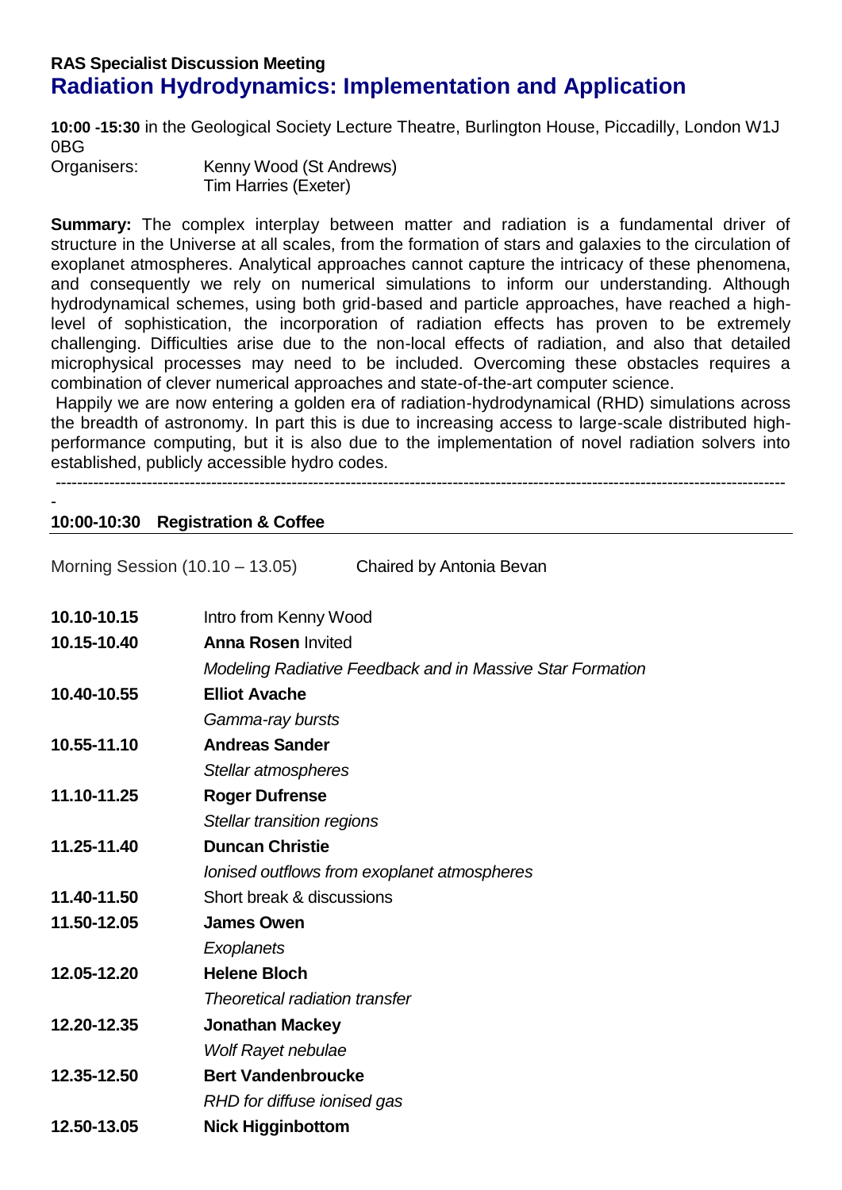**RAS Specialist Discussion Meeting**

# Radiation Hydrodynamics: Implementation and Application

**10:00 -15:30** in the Geological Society Lecture Theatre, Burlington House, Piccadilly, London W1J 0BG

Organisers: Kenny Wood (St Andrews)
Tim Harries (Exeter)

**Summary:** The complex interplay between matter and radiation is a fundamental driver of structure in the Universe at all scales, from the formation of stars and galaxies to the circulation of exoplanet atmospheres. Analytical approaches cannot capture the intricacy of these phenomena, and consequently we rely on numerical simulations to inform our understanding. Although hydrodynamical schemes, using both grid-based and particle approaches, have reached a high-level of sophistication, the incorporation of radiation effects has proven to be extremely challenging. Difficulties arise due to the non-local effects of radiation, and also that detailed microphysical processes may need to be included. Overcoming these obstacles requires a combination of clever numerical approaches and state-of-the-art computer science.

Happily we are now entering a golden era of radiation-hydrodynamical (RHD) simulations across the breadth of astronomy. In part this is due to increasing access to large-scale distributed high-performance computing, but it is also due to the implementation of novel radiation solvers into established, publicly accessible hydro codes.

---

**10:00-10:30 Registration & Coffee**

Morning Session (10.10 – 13.05) Chaired by Antonia Bevan

| | |
|---|---|
| **10.10-10.15** | Intro from Kenny Wood |
| **10.15-10.40** | **Anna Rosen** Invited<br>*Modeling Radiative Feedback and in Massive Star Formation* |
| **10.40-10.55** | **Elliot Avache**<br>*Gamma-ray bursts* |
| **10.55-11.10** | **Andreas Sander**<br>*Stellar atmospheres* |
| **11.10-11.25** | **Roger Dufrense**<br>*Stellar transition regions* |
| **11.25-11.40** | **Duncan Christie**<br>*Ionised outflows from exoplanet atmospheres* |
| **11.40-11.50** | Short break & discussions |
| **11.50-12.05** | **James Owen**<br>*Exoplanets* |
| **12.05-12.20** | **Helene Bloch**<br>*Theoretical radiation transfer* |
| **12.20-12.35** | **Jonathan Mackey**<br>*Wolf Rayet nebulae* |
| **12.35-12.50** | **Bert Vandenbroucke**<br>*RHD for diffuse ionised gas* |
| **12.50-13.05** | **Nick Higginbottom** |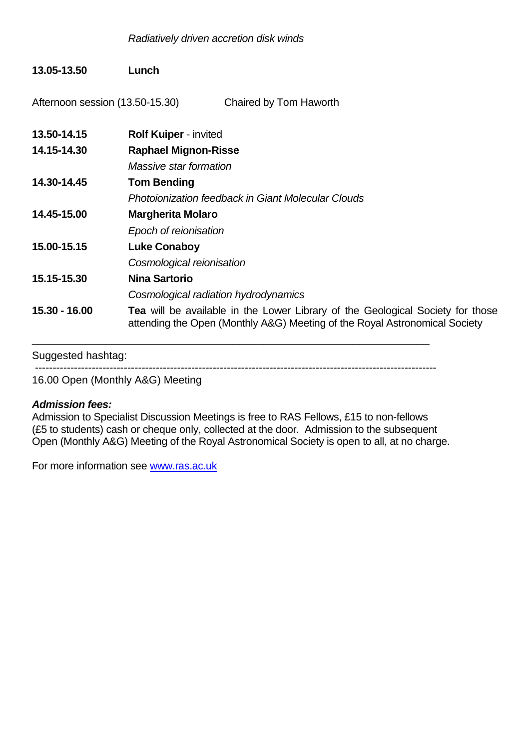*Radiatively driven accretion disk winds*

**13.05-13.50** **Lunch**

Afternoon session (13.50-15.30) Chaired by Tom Haworth

**13.50-14.15** **Rolf Kuiper** - invited

**14.15-14.30** **Raphael Mignon-Risse**
*Massive star formation*

**14.30-14.45** **Tom Bending**
*Photoionization feedback in Giant Molecular Clouds*

**14.45-15.00** **Margherita Molaro**
*Epoch of reionisation*

**15.00-15.15** **Luke Conaboy**
*Cosmological reionisation*

**15.15-15.30** **Nina Sartorio**
*Cosmological radiation hydrodynamics*

**15.30 - 16.00** **Tea** will be available in the Lower Library of the Geological Society for those attending the Open (Monthly A&G) Meeting of the Royal Astronomical Society

---

Suggested hashtag:

---

16.00 Open (Monthly A&G) Meeting

***Admission fees:***
Admission to Specialist Discussion Meetings is free to RAS Fellows, £15 to non-fellows (£5 to students) cash or cheque only, collected at the door. Admission to the subsequent Open (Monthly A&G) Meeting of the Royal Astronomical Society is open to all, at no charge.

For more information see [www.ras.ac.uk](http://www.ras.ac.uk)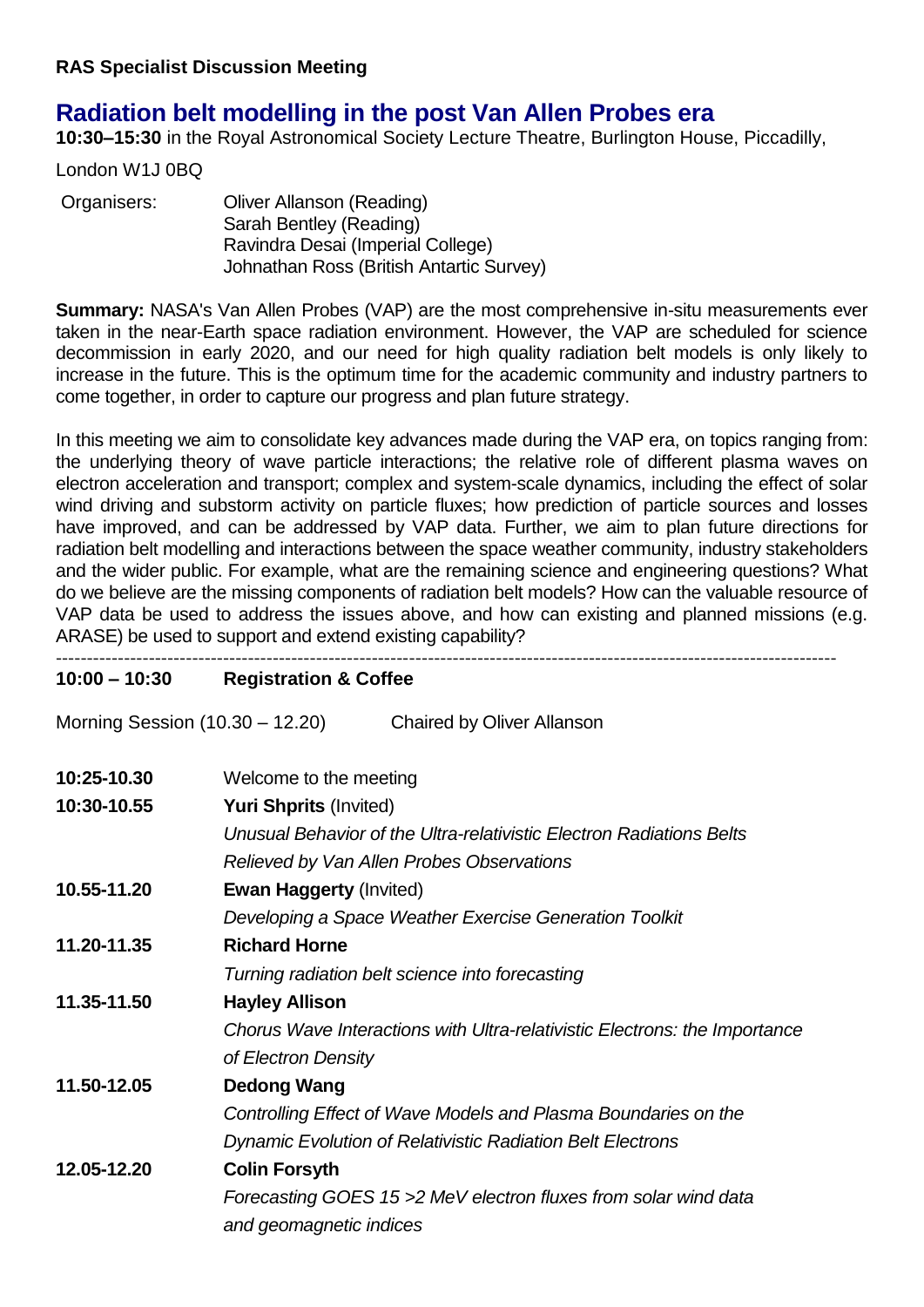**RAS Specialist Discussion Meeting**

# Radiation belt modelling in the post Van Allen Probes era

**10:30–15:30** in the Royal Astronomical Society Lecture Theatre, Burlington House, Piccadilly, London W1J 0BQ

Organisers: Oliver Allanson (Reading)
Sarah Bentley (Reading)
Ravindra Desai (Imperial College)
Johnathan Ross (British Antartic Survey)

**Summary:** NASA's Van Allen Probes (VAP) are the most comprehensive in-situ measurements ever taken in the near-Earth space radiation environment. However, the VAP are scheduled for science decommission in early 2020, and our need for high quality radiation belt models is only likely to increase in the future. This is the optimum time for the academic community and industry partners to come together, in order to capture our progress and plan future strategy.

In this meeting we aim to consolidate key advances made during the VAP era, on topics ranging from: the underlying theory of wave particle interactions; the relative role of different plasma waves on electron acceleration and transport; complex and system-scale dynamics, including the effect of solar wind driving and substorm activity on particle fluxes; how prediction of particle sources and losses have improved, and can be addressed by VAP data. Further, we aim to plan future directions for radiation belt modelling and interactions between the space weather community, industry stakeholders and the wider public. For example, what are the remaining science and engineering questions? What do we believe are the missing components of radiation belt models? How can the valuable resource of VAP data be used to address the issues above, and how can existing and planned missions (e.g. ARASE) be used to support and extend existing capability?

---

**10:00 – 10:30** **Registration & Coffee**

Morning Session (10.30 – 12.20) Chaired by Oliver Allanson

| | |
|---|---|
| **10:25-10.30** | Welcome to the meeting |
| **10:30-10.55** | **Yuri Shprits** (Invited)<br>*Unusual Behavior of the Ultra-relativistic Electron Radiations Belts Relieved by Van Allen Probes Observations* |
| **10.55-11.20** | **Ewan Haggerty** (Invited)<br>*Developing a Space Weather Exercise Generation Toolkit* |
| **11.20-11.35** | **Richard Horne**<br>*Turning radiation belt science into forecasting* |
| **11.35-11.50** | **Hayley Allison**<br>*Chorus Wave Interactions with Ultra-relativistic Electrons: the Importance of Electron Density* |
| **11.50-12.05** | **Dedong Wang**<br>*Controlling Effect of Wave Models and Plasma Boundaries on the Dynamic Evolution of Relativistic Radiation Belt Electrons* |
| **12.05-12.20** | **Colin Forsyth**<br>*Forecasting GOES 15 >2 MeV electron fluxes from solar wind data and geomagnetic indices* |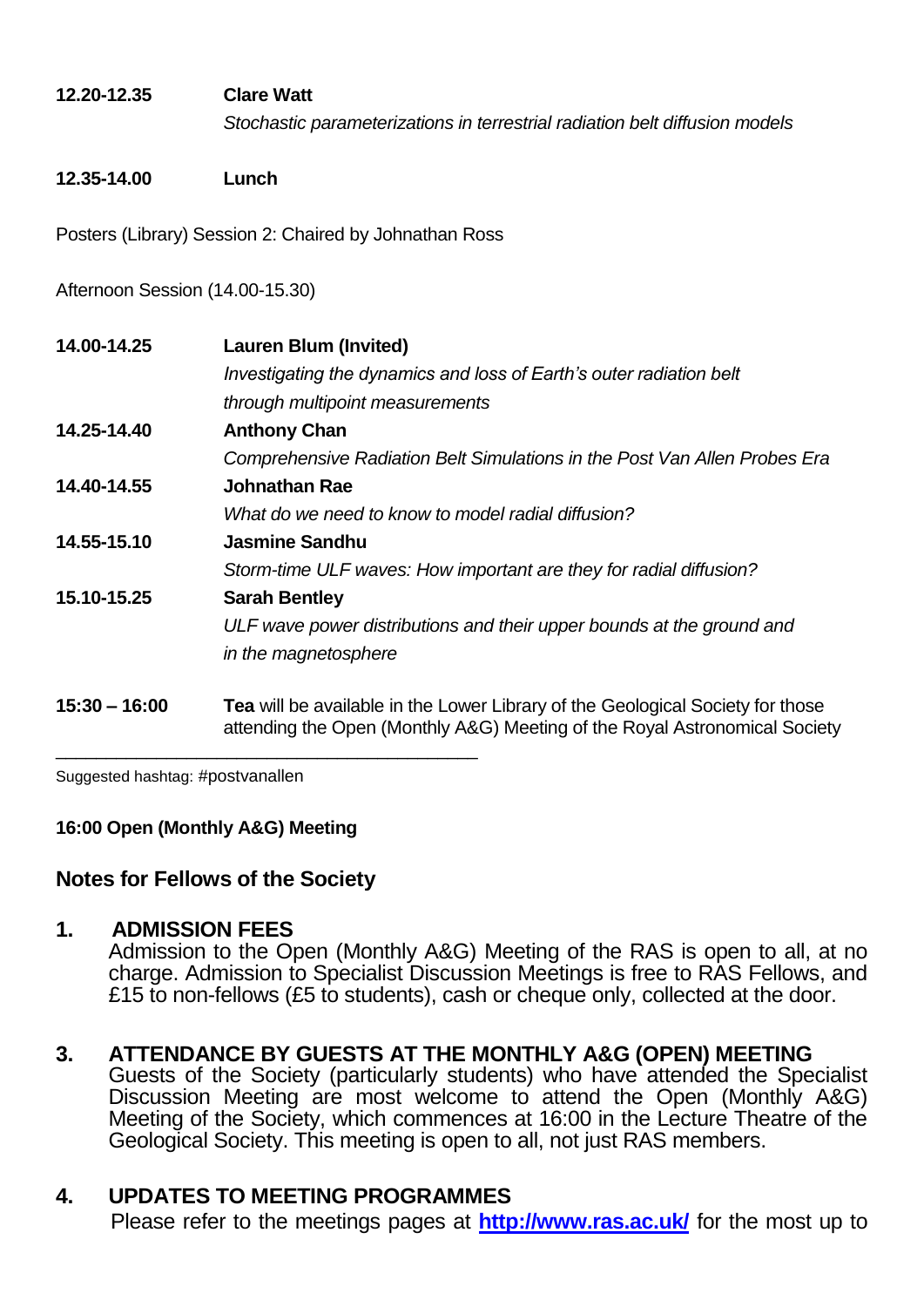**12.20-12.35** **Clare Watt**
*Stochastic parameterizations in terrestrial radiation belt diffusion models*

**12.35-14.00** **Lunch**

Posters (Library) Session 2: Chaired by Johnathan Ross

Afternoon Session (14.00-15.30)

**14.00-14.25** **Lauren Blum (Invited)**
*Investigating the dynamics and loss of Earth's outer radiation belt through multipoint measurements*

**14.25-14.40** **Anthony Chan**
*Comprehensive Radiation Belt Simulations in the Post Van Allen Probes Era*

**14.40-14.55** **Johnathan Rae**
*What do we need to know to model radial diffusion?*

**14.55-15.10** **Jasmine Sandhu**
*Storm-time ULF waves: How important are they for radial diffusion?*

**15.10-15.25** **Sarah Bentley**
*ULF wave power distributions and their upper bounds at the ground and in the magnetosphere*

**15:30 – 16:00** **Tea** will be available in the Lower Library of the Geological Society for those attending the Open (Monthly A&G) Meeting of the Royal Astronomical Society

---

Suggested hashtag: #postvanallen

**16:00 Open (Monthly A&G) Meeting**

## Notes for Fellows of the Society

### 1. ADMISSION FEES

Admission to the Open (Monthly A&G) Meeting of the RAS is open to all, at no charge. Admission to Specialist Discussion Meetings is free to RAS Fellows, and £15 to non-fellows (£5 to students), cash or cheque only, collected at the door.

### 3. ATTENDANCE BY GUESTS AT THE MONTHLY A&G (OPEN) MEETING

Guests of the Society (particularly students) who have attended the Specialist Discussion Meeting are most welcome to attend the Open (Monthly A&G) Meeting of the Society, which commences at 16:00 in the Lecture Theatre of the Geological Society. This meeting is open to all, not just RAS members.

### 4. UPDATES TO MEETING PROGRAMMES

Please refer to the meetings pages at **[http://www.ras.ac.uk/](http://www.ras.ac.uk/)** for the most up to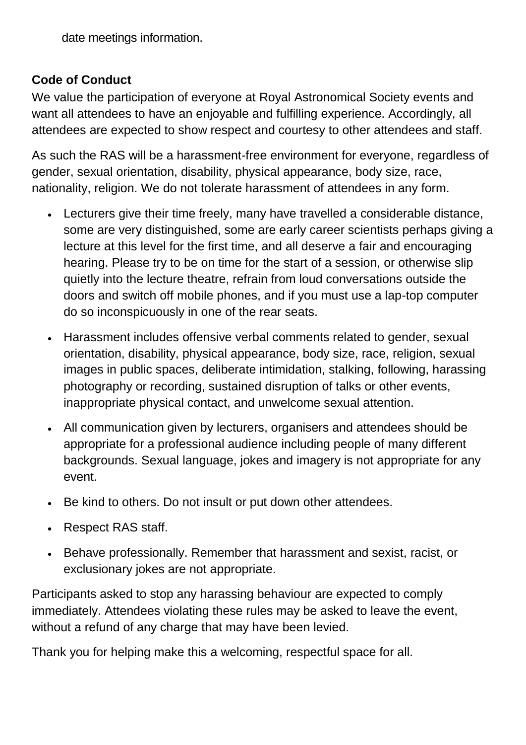date meetings information.

**Code of Conduct**

We value the participation of everyone at Royal Astronomical Society events and want all attendees to have an enjoyable and fulfilling experience. Accordingly, all attendees are expected to show respect and courtesy to other attendees and staff.

As such the RAS will be a harassment-free environment for everyone, regardless of gender, sexual orientation, disability, physical appearance, body size, race, nationality, religion. We do not tolerate harassment of attendees in any form.

- Lecturers give their time freely, many have travelled a considerable distance, some are very distinguished, some are early career scientists perhaps giving a lecture at this level for the first time, and all deserve a fair and encouraging hearing. Please try to be on time for the start of a session, or otherwise slip quietly into the lecture theatre, refrain from loud conversations outside the doors and switch off mobile phones, and if you must use a lap-top computer do so inconspicuously in one of the rear seats.
- Harassment includes offensive verbal comments related to gender, sexual orientation, disability, physical appearance, body size, race, religion, sexual images in public spaces, deliberate intimidation, stalking, following, harassing photography or recording, sustained disruption of talks or other events, inappropriate physical contact, and unwelcome sexual attention.
- All communication given by lecturers, organisers and attendees should be appropriate for a professional audience including people of many different backgrounds. Sexual language, jokes and imagery is not appropriate for any event.
- Be kind to others. Do not insult or put down other attendees.
- Respect RAS staff.
- Behave professionally. Remember that harassment and sexist, racist, or exclusionary jokes are not appropriate.

Participants asked to stop any harassing behaviour are expected to comply immediately. Attendees violating these rules may be asked to leave the event, without a refund of any charge that may have been levied.

Thank you for helping make this a welcoming, respectful space for all.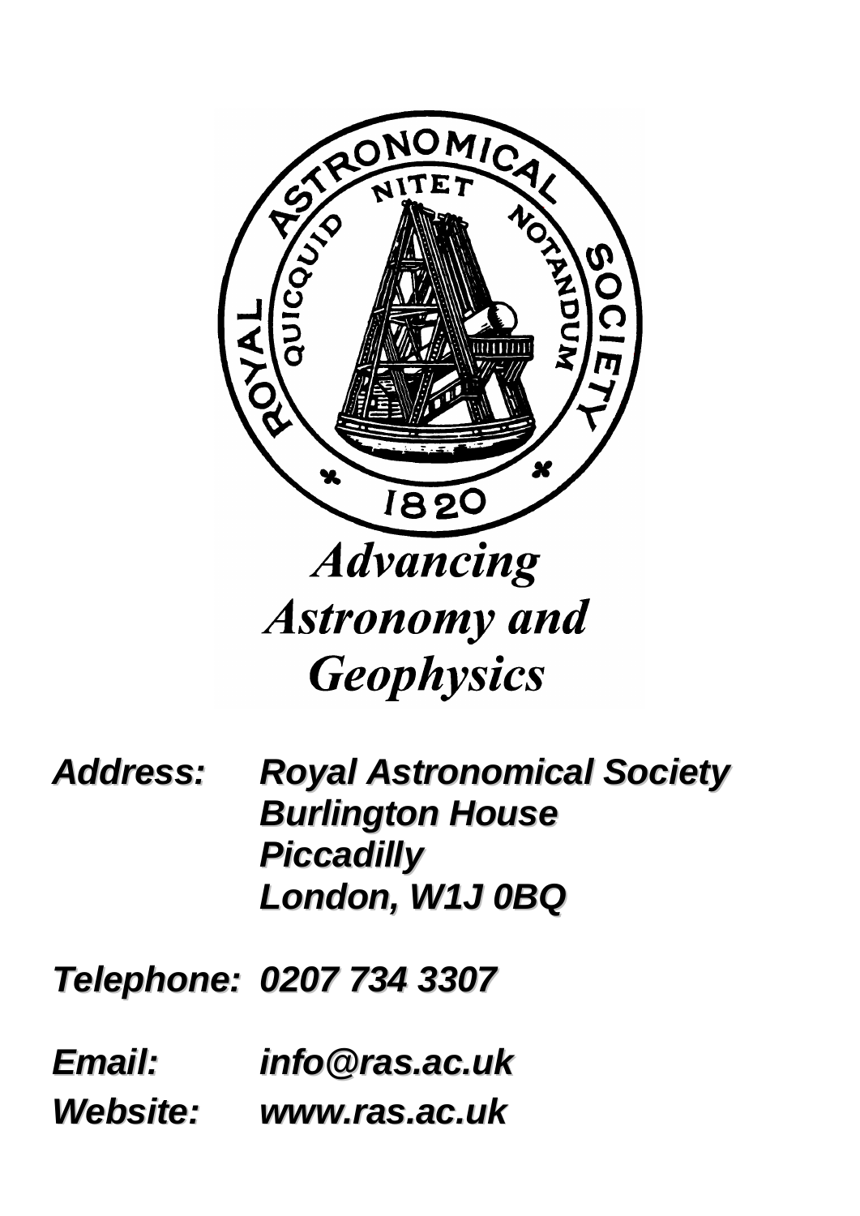*Advancing Astronomy and Geophysics*

***Address:*** ***Royal Astronomical Society***
***Burlington House***
***Piccadilly***
***London, W1J 0BQ***

***Telephone:*** ***0207 734 3307***

***Email:*** ***info@ras.ac.uk***

***Website:*** ***www.ras.ac.uk***